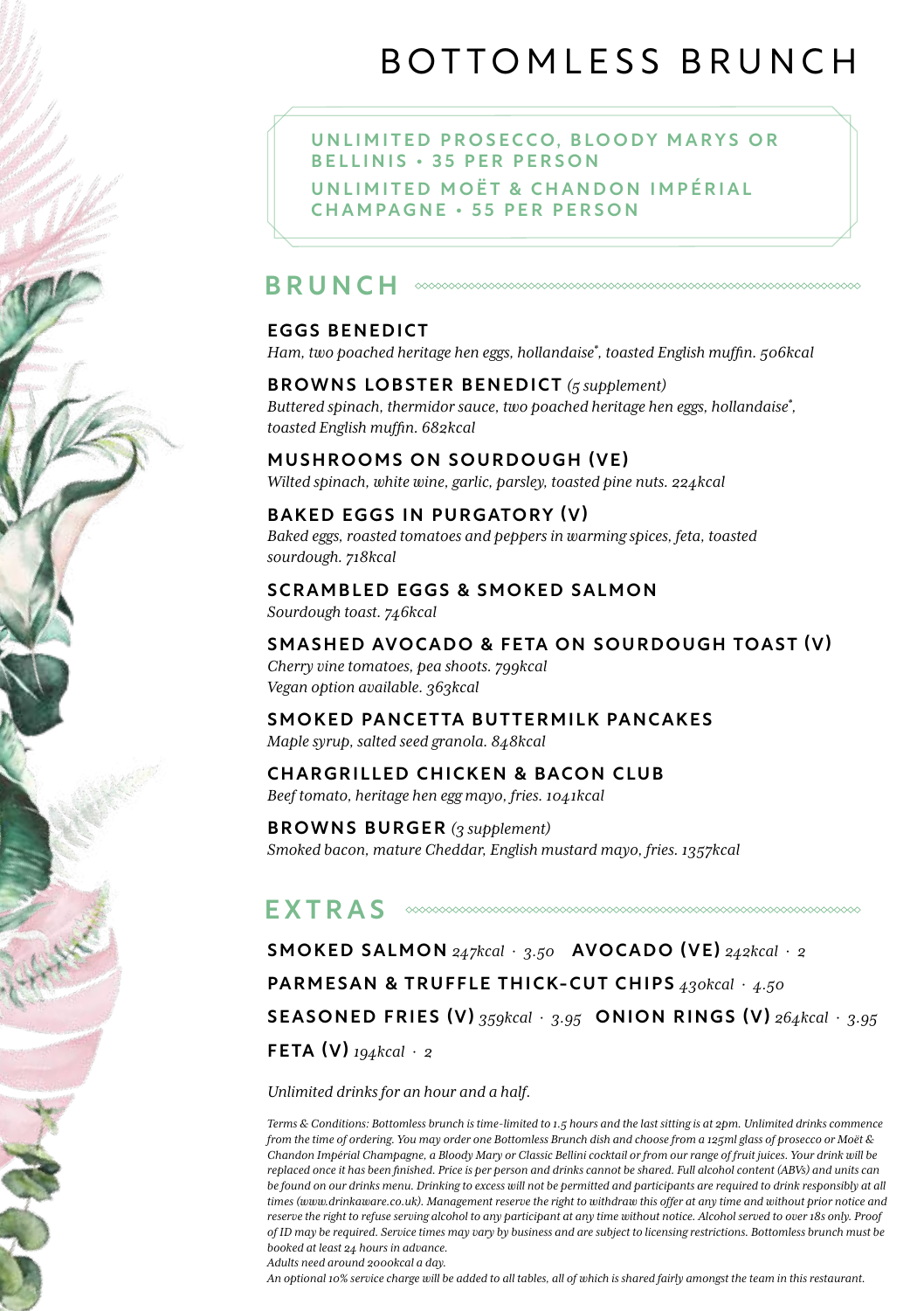# BOTTOMLESS BRUNCH

**UNLIMITED PROSECCO, BLOODY MARYS OR BELLINIS • 35 PER PERSON**

**UNLIMITED MOËT & CHANDON IMPÉRIAL CHAMPAGNE • 55 PER PERSON**

## BRUNCH

**EGGS BENEDICT**
*Ham, two poached heritage hen eggs, hollandaise*, toasted English muffin. 506kcal*

**BROWNS LOBSTER BENEDICT** *(5 supplement)*
*Buttered spinach, thermidor sauce, two poached heritage hen eggs, hollandaise*, toasted English muffin. 682kcal*

**MUSHROOMS ON SOURDOUGH (VE)**
*Wilted spinach, white wine, garlic, parsley, toasted pine nuts. 224kcal*

**BAKED EGGS IN PURGATORY (V)**
*Baked eggs, roasted tomatoes and peppers in warming spices, feta, toasted sourdough. 718kcal*

**SCRAMBLED EGGS & SMOKED SALMON**
*Sourdough toast. 746kcal*

**SMASHED AVOCADO & FETA ON SOURDOUGH TOAST (V)**
*Cherry vine tomatoes, pea shoots. 799kcal*
*Vegan option available. 363kcal*

**SMOKED PANCETTA BUTTERMILK PANCAKES**
*Maple syrup, salted seed granola. 848kcal*

**CHARGRILLED CHICKEN & BACON CLUB**
*Beef tomato, heritage hen egg mayo, fries. 1041kcal*

**BROWNS BURGER** *(3 supplement)*
*Smoked bacon, mature Cheddar, English mustard mayo, fries. 1357kcal*

## EXTRAS

**SMOKED SALMON** *247kcal · 3.50* **AVOCADO (VE)** *242kcal · 2*

**PARMESAN & TRUFFLE THICK-CUT CHIPS** *430kcal · 4.50*

**SEASONED FRIES (V)** *359kcal · 3.95* **ONION RINGS (V)** *264kcal · 3.95*

**FETA (V)** *194kcal · 2*

*Unlimited drinks for an hour and a half.*

*Terms & Conditions: Bottomless brunch is time-limited to 1.5 hours and the last sitting is at 2pm. Unlimited drinks commence from the time of ordering. You may order one Bottomless Brunch dish and choose from a 125ml glass of prosecco or Moët & Chandon Impérial Champagne, a Bloody Mary or Classic Bellini cocktail or from our range of fruit juices. Your drink will be replaced once it has been finished. Price is per person and drinks cannot be shared. Full alcohol content (ABVs) and units can be found on our drinks menu. Drinking to excess will not be permitted and participants are required to drink responsibly at all times (www.drinkaware.co.uk). Management reserve the right to withdraw this offer at any time and without prior notice and reserve the right to refuse serving alcohol to any participant at any time without notice. Alcohol served to over 18s only. Proof of ID may be required. Service times may vary by business and are subject to licensing restrictions. Bottomless brunch must be booked at least 24 hours in advance.*
*Adults need around 2000kcal a day.*
*An optional 10% service charge will be added to all tables, all of which is shared fairly amongst the team in this restaurant.*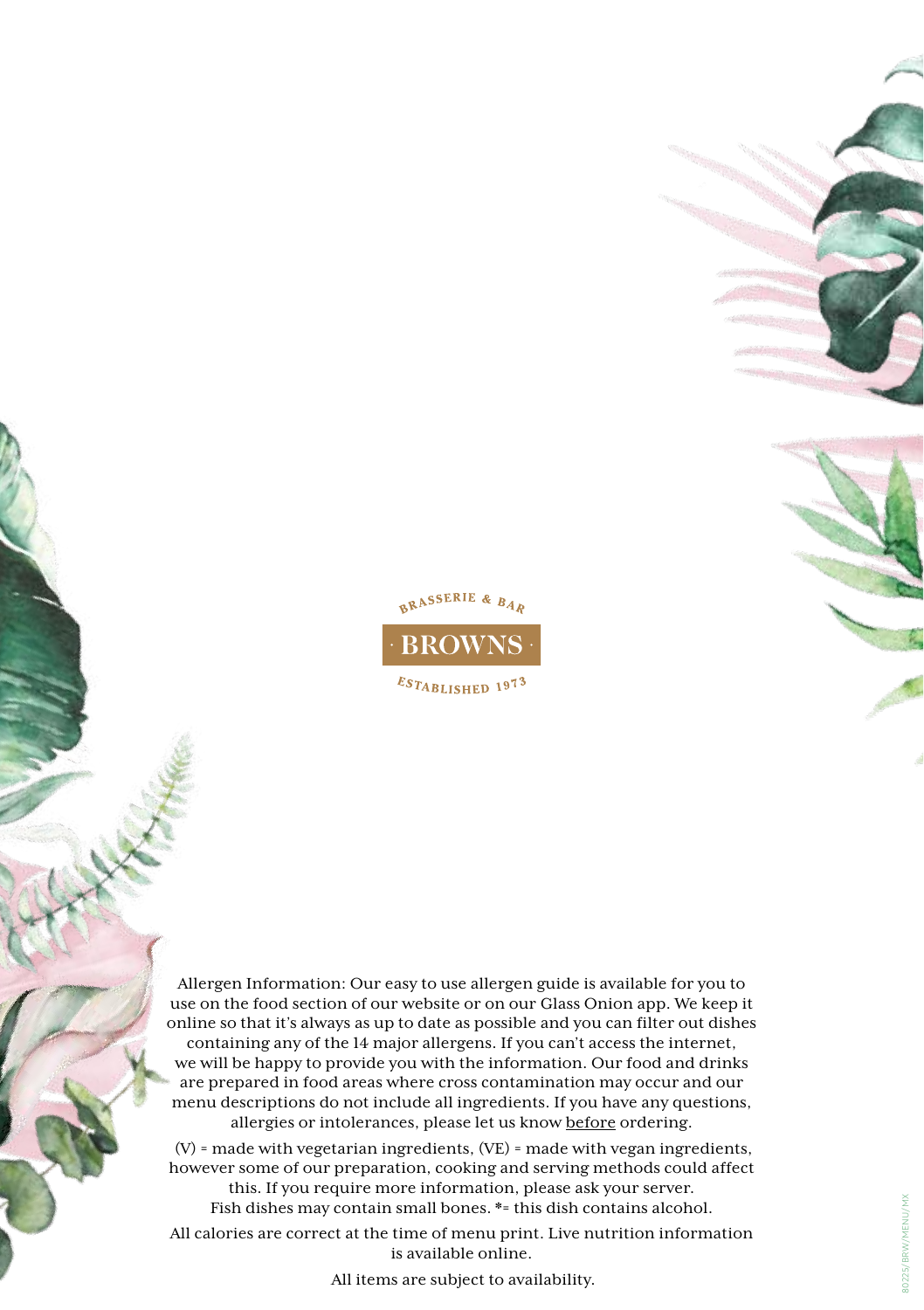BRASSERIE & BAR

**BROWNS**

ESTABLISHED 1973

Allergen Information: Our easy to use allergen guide is available for you to use on the food section of our website or on our Glass Onion app. We keep it online so that it's always as up to date as possible and you can filter out dishes containing any of the 14 major allergens. If you can't access the internet, we will be happy to provide you with the information. Our food and drinks are prepared in food areas where cross contamination may occur and our menu descriptions do not include all ingredients. If you have any questions, allergies or intolerances, please let us know before ordering.

(V) = made with vegetarian ingredients, (VE) = made with vegan ingredients, however some of our preparation, cooking and serving methods could affect this. If you require more information, please ask your server. Fish dishes may contain small bones. *= this dish contains alcohol.

All calories are correct at the time of menu print. Live nutrition information is available online.

All items are subject to availability.

80225/BRW/MENU/MX